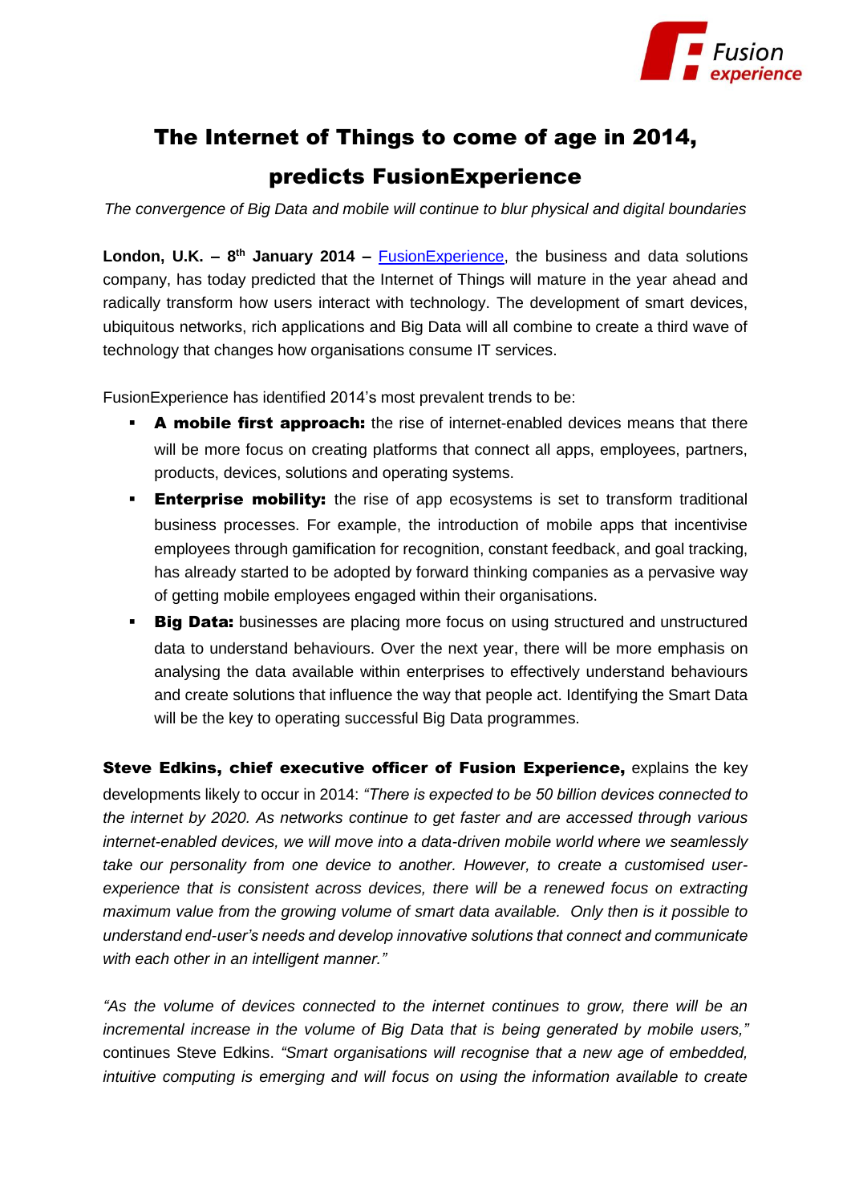# The Internet of Things to come of age in 2014, predicts FusionExperience

*The convergence of Big Data and mobile will continue to blur physical and digital boundaries*

**London, U.K. – 8th January 2014 –** FusionExperience, the business and data solutions company, has today predicted that the Internet of Things will mature in the year ahead and radically transform how users interact with technology. The development of smart devices, ubiquitous networks, rich applications and Big Data will all combine to create a third wave of technology that changes how organisations consume IT services.

FusionExperience has identified 2014's most prevalent trends to be:

- **A mobile first approach:** the rise of internet-enabled devices means that there will be more focus on creating platforms that connect all apps, employees, partners, products, devices, solutions and operating systems.
- **Enterprise mobility:** the rise of app ecosystems is set to transform traditional business processes. For example, the introduction of mobile apps that incentivise employees through gamification for recognition, constant feedback, and goal tracking, has already started to be adopted by forward thinking companies as a pervasive way of getting mobile employees engaged within their organisations.
- **Big Data:** businesses are placing more focus on using structured and unstructured data to understand behaviours. Over the next year, there will be more emphasis on analysing the data available within enterprises to effectively understand behaviours and create solutions that influence the way that people act. Identifying the Smart Data will be the key to operating successful Big Data programmes.

**Steve Edkins, chief executive officer of Fusion Experience,** explains the key developments likely to occur in 2014: *"There is expected to be 50 billion devices connected to the internet by 2020. As networks continue to get faster and are accessed through various internet-enabled devices, we will move into a data-driven mobile world where we seamlessly take our personality from one device to another. However, to create a customised user-experience that is consistent across devices, there will be a renewed focus on extracting maximum value from the growing volume of smart data available. Only then is it possible to understand end-user's needs and develop innovative solutions that connect and communicate with each other in an intelligent manner."*

*"As the volume of devices connected to the internet continues to grow, there will be an incremental increase in the volume of Big Data that is being generated by mobile users,"* continues Steve Edkins. *"Smart organisations will recognise that a new age of embedded, intuitive computing is emerging and will focus on using the information available to create*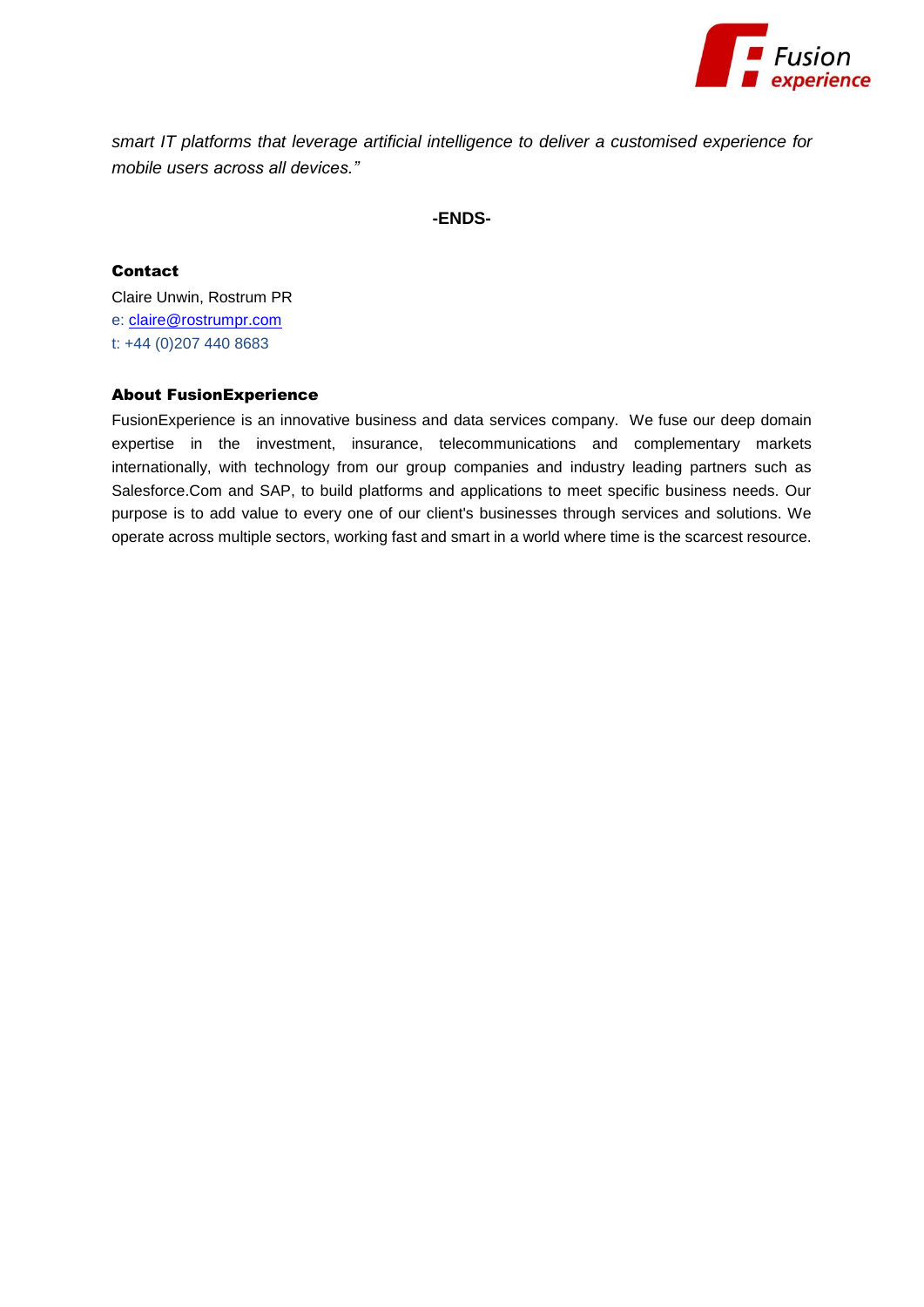*smart IT platforms that leverage artificial intelligence to deliver a customised experience for mobile users across all devices."*

**-ENDS-**

**Contact**

Claire Unwin, Rostrum PR
e: claire@rostrumpr.com
t: +44 (0)207 440 8683

**About FusionExperience**

FusionExperience is an innovative business and data services company. We fuse our deep domain expertise in the investment, insurance, telecommunications and complementary markets internationally, with technology from our group companies and industry leading partners such as Salesforce.Com and SAP, to build platforms and applications to meet specific business needs. Our purpose is to add value to every one of our client's businesses through services and solutions. We operate across multiple sectors, working fast and smart in a world where time is the scarcest resource.